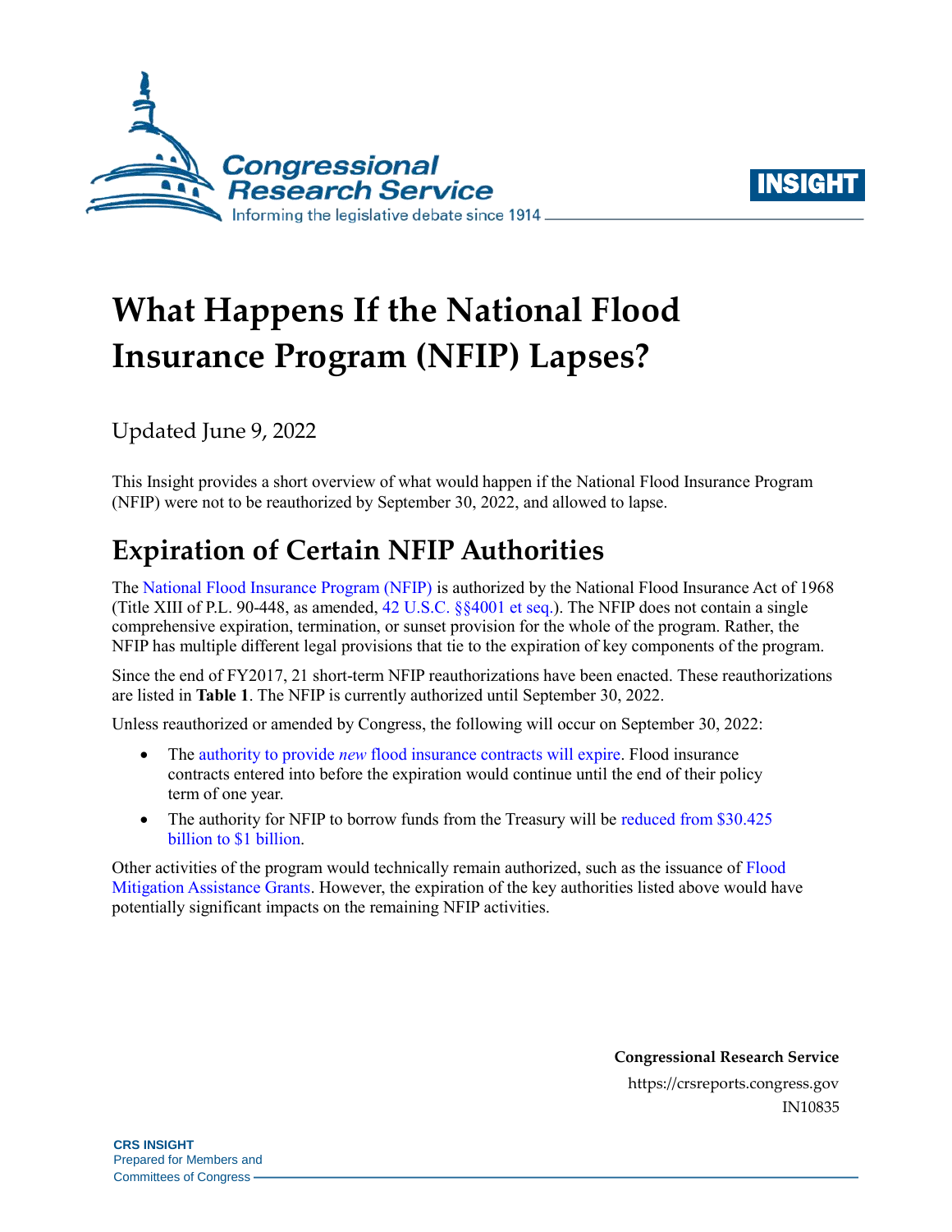# What Happens If the National Flood Insurance Program (NFIP) Lapses?

Updated June 9, 2022

This Insight provides a short overview of what would happen if the National Flood Insurance Program (NFIP) were not to be reauthorized by September 30, 2022, and allowed to lapse.

## Expiration of Certain NFIP Authorities

The National Flood Insurance Program (NFIP) is authorized by the National Flood Insurance Act of 1968 (Title XIII of P.L. 90-448, as amended, 42 U.S.C. §§4001 et seq.). The NFIP does not contain a single comprehensive expiration, termination, or sunset provision for the whole of the program. Rather, the NFIP has multiple different legal provisions that tie to the expiration of key components of the program.

Since the end of FY2017, 21 short-term NFIP reauthorizations have been enacted. These reauthorizations are listed in **Table 1**. The NFIP is currently authorized until September 30, 2022.

Unless reauthorized or amended by Congress, the following will occur on September 30, 2022:

- The authority to provide *new* flood insurance contracts will expire. Flood insurance contracts entered into before the expiration would continue until the end of their policy term of one year.
- The authority for NFIP to borrow funds from the Treasury will be reduced from $30.425 billion to $1 billion.

Other activities of the program would technically remain authorized, such as the issuance of Flood Mitigation Assistance Grants. However, the expiration of the key authorities listed above would have potentially significant impacts on the remaining NFIP activities.

**Congressional Research Service**
https://crsreports.congress.gov
IN10835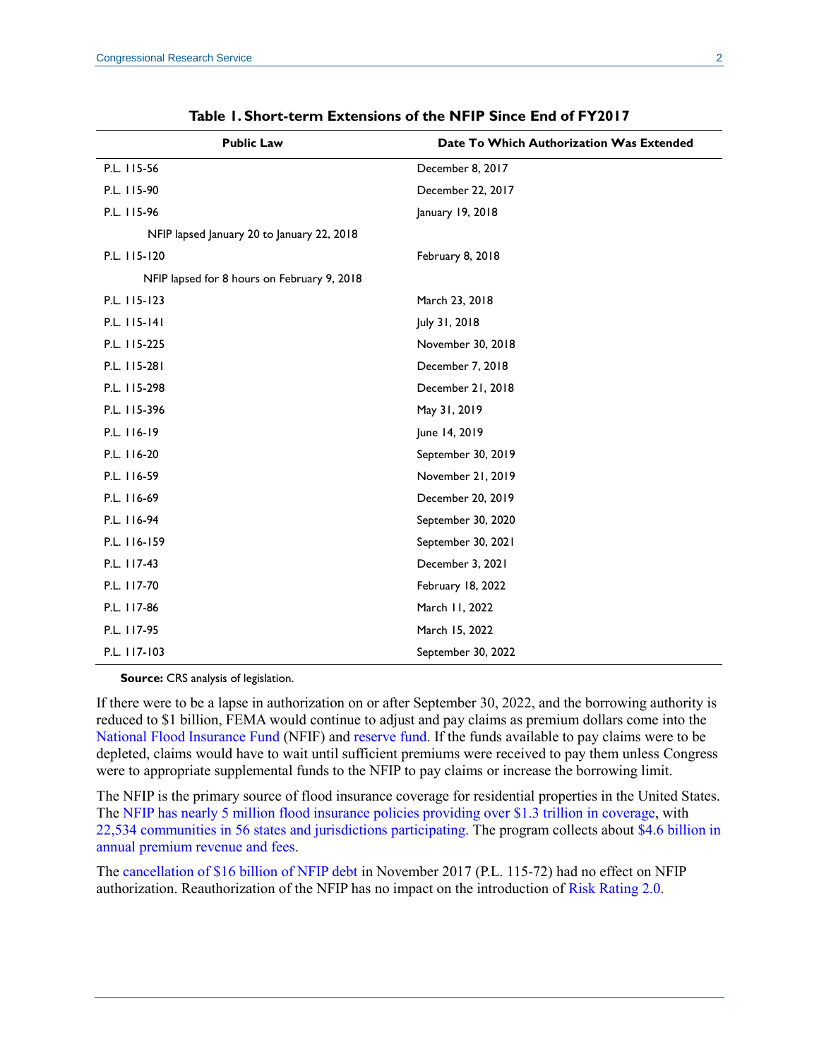**Table 1. Short-term Extensions of the NFIP Since End of FY2017**

| Public Law | Date To Which Authorization Was Extended |
| --- | --- |
| P.L. 115-56 | December 8, 2017 |
| P.L. 115-90 | December 22, 2017 |
| P.L. 115-96 | January 19, 2018 |
| NFIP lapsed January 20 to January 22, 2018 | |
| P.L. 115-120 | February 8, 2018 |
| NFIP lapsed for 8 hours on February 9, 2018 | |
| P.L. 115-123 | March 23, 2018 |
| P.L. 115-141 | July 31, 2018 |
| P.L. 115-225 | November 30, 2018 |
| P.L. 115-281 | December 7, 2018 |
| P.L. 115-298 | December 21, 2018 |
| P.L. 115-396 | May 31, 2019 |
| P.L. 116-19 | June 14, 2019 |
| P.L. 116-20 | September 30, 2019 |
| P.L. 116-59 | November 21, 2019 |
| P.L. 116-69 | December 20, 2019 |
| P.L. 116-94 | September 30, 2020 |
| P.L. 116-159 | September 30, 2021 |
| P.L. 117-43 | December 3, 2021 |
| P.L. 117-70 | February 18, 2022 |
| P.L. 117-86 | March 11, 2022 |
| P.L. 117-95 | March 15, 2022 |
| P.L. 117-103 | September 30, 2022 |

**Source:** CRS analysis of legislation.

If there were to be a lapse in authorization on or after September 30, 2022, and the borrowing authority is reduced to $1 billion, FEMA would continue to adjust and pay claims as premium dollars come into the National Flood Insurance Fund (NFIF) and reserve fund. If the funds available to pay claims were to be depleted, claims would have to wait until sufficient premiums were received to pay them unless Congress were to appropriate supplemental funds to the NFIP to pay claims or increase the borrowing limit.

The NFIP is the primary source of flood insurance coverage for residential properties in the United States. The NFIP has nearly 5 million flood insurance policies providing over $1.3 trillion in coverage, with 22,534 communities in 56 states and jurisdictions participating. The program collects about $4.6 billion in annual premium revenue and fees.

The cancellation of $16 billion of NFIP debt in November 2017 (P.L. 115-72) had no effect on NFIP authorization. Reauthorization of the NFIP has no impact on the introduction of Risk Rating 2.0.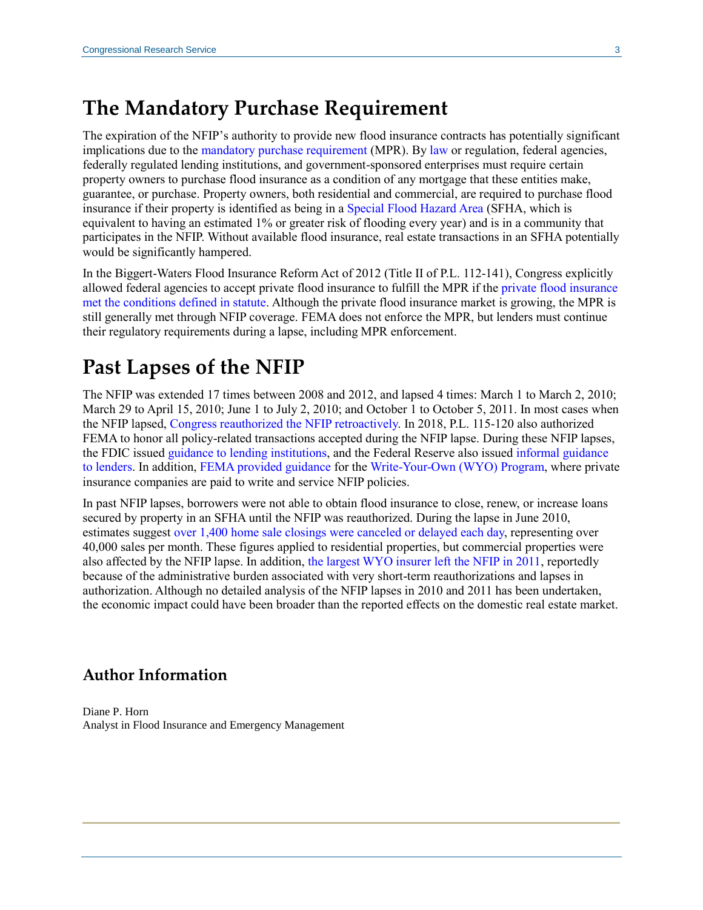## The Mandatory Purchase Requirement

The expiration of the NFIP's authority to provide new flood insurance contracts has potentially significant implications due to the mandatory purchase requirement (MPR). By law or regulation, federal agencies, federally regulated lending institutions, and government-sponsored enterprises must require certain property owners to purchase flood insurance as a condition of any mortgage that these entities make, guarantee, or purchase. Property owners, both residential and commercial, are required to purchase flood insurance if their property is identified as being in a Special Flood Hazard Area (SFHA, which is equivalent to having an estimated 1% or greater risk of flooding every year) and is in a community that participates in the NFIP. Without available flood insurance, real estate transactions in an SFHA potentially would be significantly hampered.

In the Biggert-Waters Flood Insurance Reform Act of 2012 (Title II of P.L. 112-141), Congress explicitly allowed federal agencies to accept private flood insurance to fulfill the MPR if the private flood insurance met the conditions defined in statute. Although the private flood insurance market is growing, the MPR is still generally met through NFIP coverage. FEMA does not enforce the MPR, but lenders must continue their regulatory requirements during a lapse, including MPR enforcement.

## Past Lapses of the NFIP

The NFIP was extended 17 times between 2008 and 2012, and lapsed 4 times: March 1 to March 2, 2010; March 29 to April 15, 2010; June 1 to July 2, 2010; and October 1 to October 5, 2011. In most cases when the NFIP lapsed, Congress reauthorized the NFIP retroactively. In 2018, P.L. 115-120 also authorized FEMA to honor all policy-related transactions accepted during the NFIP lapse. During these NFIP lapses, the FDIC issued guidance to lending institutions, and the Federal Reserve also issued informal guidance to lenders. In addition, FEMA provided guidance for the Write-Your-Own (WYO) Program, where private insurance companies are paid to write and service NFIP policies.

In past NFIP lapses, borrowers were not able to obtain flood insurance to close, renew, or increase loans secured by property in an SFHA until the NFIP was reauthorized. During the lapse in June 2010, estimates suggest over 1,400 home sale closings were canceled or delayed each day, representing over 40,000 sales per month. These figures applied to residential properties, but commercial properties were also affected by the NFIP lapse. In addition, the largest WYO insurer left the NFIP in 2011, reportedly because of the administrative burden associated with very short-term reauthorizations and lapses in authorization. Although no detailed analysis of the NFIP lapses in 2010 and 2011 has been undertaken, the economic impact could have been broader than the reported effects on the domestic real estate market.

### Author Information

Diane P. Horn
Analyst in Flood Insurance and Emergency Management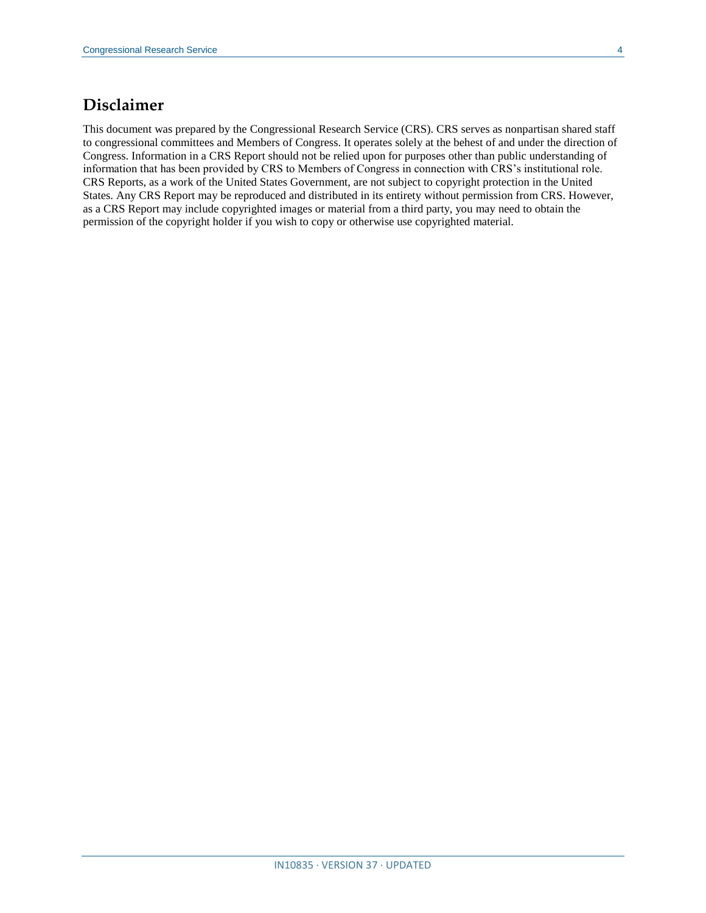## Disclaimer

This document was prepared by the Congressional Research Service (CRS). CRS serves as nonpartisan shared staff to congressional committees and Members of Congress. It operates solely at the behest of and under the direction of Congress. Information in a CRS Report should not be relied upon for purposes other than public understanding of information that has been provided by CRS to Members of Congress in connection with CRS's institutional role. CRS Reports, as a work of the United States Government, are not subject to copyright protection in the United States. Any CRS Report may be reproduced and distributed in its entirety without permission from CRS. However, as a CRS Report may include copyrighted images or material from a third party, you may need to obtain the permission of the copyright holder if you wish to copy or otherwise use copyrighted material.